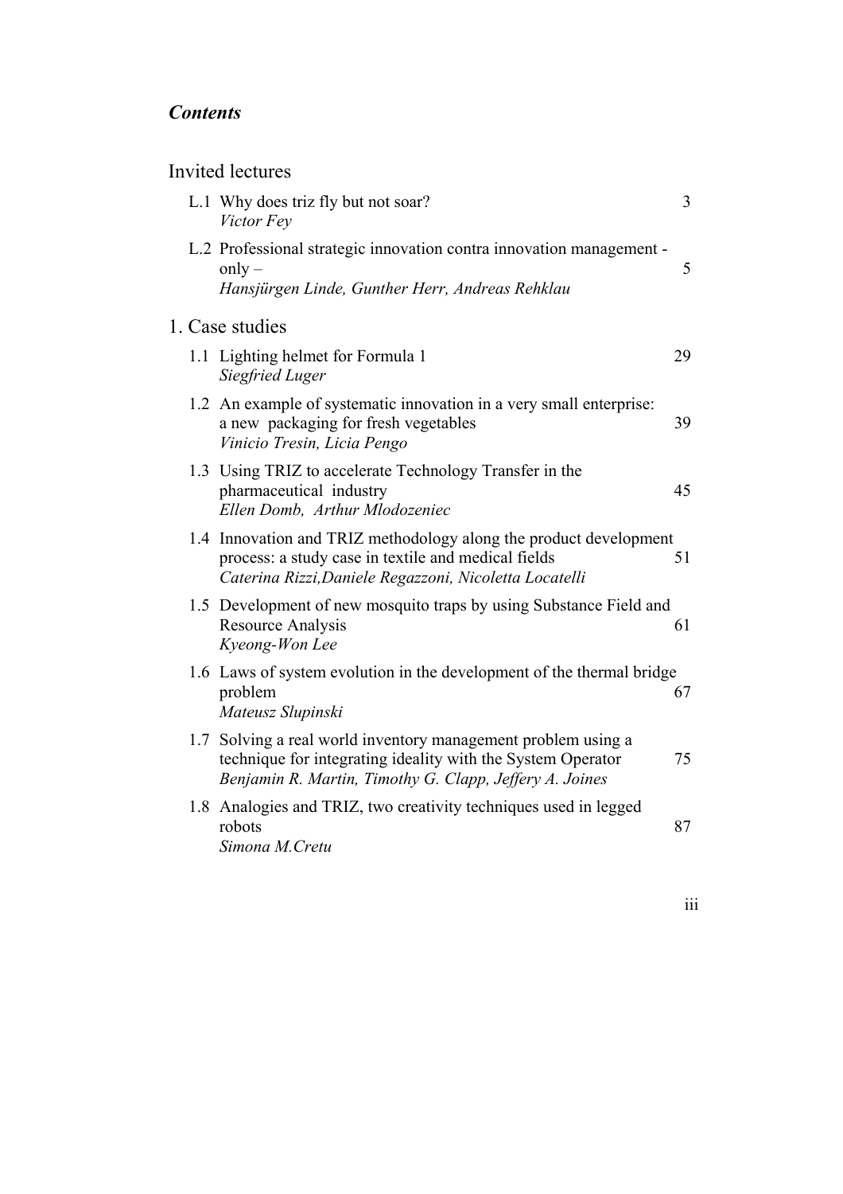## *Contents*

### Invited lectures

L.1 Why does triz fly but not soar? 3
*Victor Fey*

L.2 Professional strategic innovation contra innovation management - only – 5
*Hansjürgen Linde, Gunther Herr, Andreas Rehklau*

### 1. Case studies

1.1 Lighting helmet for Formula 1 29
*Siegfried Luger*

1.2 An example of systematic innovation in a very small enterprise: a new packaging for fresh vegetables 39
*Vinicio Tresin, Licia Pengo*

1.3 Using TRIZ to accelerate Technology Transfer in the pharmaceutical industry 45
*Ellen Domb, Arthur Mlodozeniec*

1.4 Innovation and TRIZ methodology along the product development process: a study case in textile and medical fields 51
*Caterina Rizzi,Daniele Regazzoni, Nicoletta Locatelli*

1.5 Development of new mosquito traps by using Substance Field and Resource Analysis 61
*Kyeong-Won Lee*

1.6 Laws of system evolution in the development of the thermal bridge problem 67
*Mateusz Slupinski*

1.7 Solving a real world inventory management problem using a technique for integrating ideality with the System Operator 75
*Benjamin R. Martin, Timothy G. Clapp, Jeffery A. Joines*

1.8 Analogies and TRIZ, two creativity techniques used in legged robots 87
*Simona M.Cretu*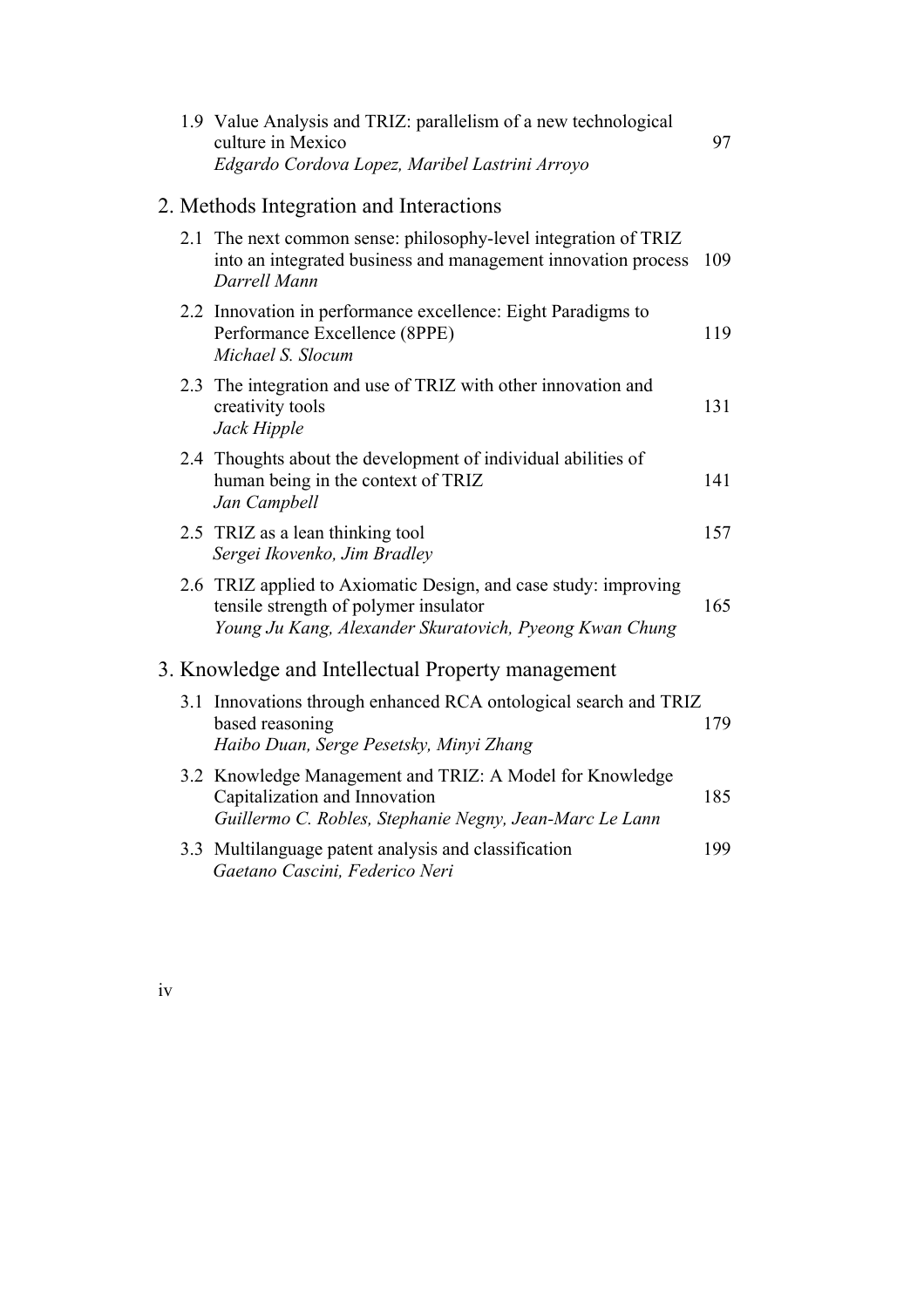1.9 Value Analysis and TRIZ: parallelism of a new technological culture in Mexico 97
*Edgardo Cordova Lopez, Maribel Lastrini Arroyo*

## 2. Methods Integration and Interactions

2.1 The next common sense: philosophy-level integration of TRIZ into an integrated business and management innovation process 109
*Darrell Mann*

2.2 Innovation in performance excellence: Eight Paradigms to Performance Excellence (8PPE) 119
*Michael S. Slocum*

2.3 The integration and use of TRIZ with other innovation and creativity tools 131
*Jack Hipple*

2.4 Thoughts about the development of individual abilities of human being in the context of TRIZ 141
*Jan Campbell*

2.5 TRIZ as a lean thinking tool 157
*Sergei Ikovenko, Jim Bradley*

2.6 TRIZ applied to Axiomatic Design, and case study: improving tensile strength of polymer insulator 165
*Young Ju Kang, Alexander Skuratovich, Pyeong Kwan Chung*

## 3. Knowledge and Intellectual Property management

3.1 Innovations through enhanced RCA ontological search and TRIZ based reasoning 179
*Haibo Duan, Serge Pesetsky, Minyi Zhang*

3.2 Knowledge Management and TRIZ: A Model for Knowledge Capitalization and Innovation 185
*Guillermo C. Robles, Stephanie Negny, Jean-Marc Le Lann*

3.3 Multilanguage patent analysis and classification 199
*Gaetano Cascini, Federico Neri*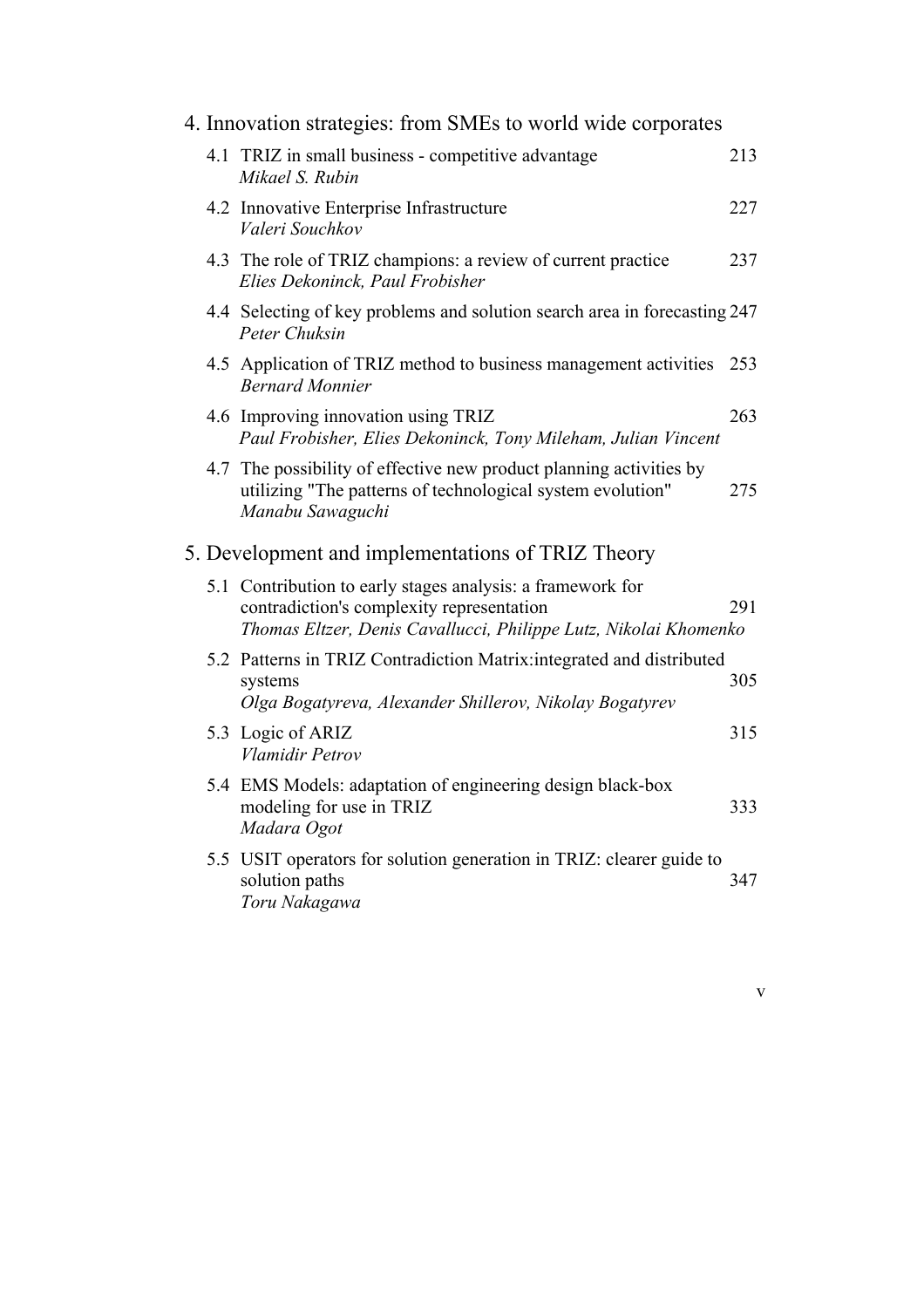## 4. Innovation strategies: from SMEs to world wide corporates

4.1 TRIZ in small business - competitive advantage — 213
*Mikael S. Rubin*

4.2 Innovative Enterprise Infrastructure — 227
*Valeri Souchkov*

4.3 The role of TRIZ champions: a review of current practice — 237
*Elies Dekoninck, Paul Frobisher*

4.4 Selecting of key problems and solution search area in forecasting — 247
*Peter Chuksin*

4.5 Application of TRIZ method to business management activities — 253
*Bernard Monnier*

4.6 Improving innovation using TRIZ — 263
*Paul Frobisher, Elies Dekoninck, Tony Mileham, Julian Vincent*

4.7 The possibility of effective new product planning activities by utilizing "The patterns of technological system evolution" — 275
*Manabu Sawaguchi*

## 5. Development and implementations of TRIZ Theory

5.1 Contribution to early stages analysis: a framework for contradiction's complexity representation — 291
*Thomas Eltzer, Denis Cavallucci, Philippe Lutz, Nikolai Khomenko*

5.2 Patterns in TRIZ Contradiction Matrix:integrated and distributed systems — 305
*Olga Bogatyreva, Alexander Shillerov, Nikolay Bogatyrev*

5.3 Logic of ARIZ — 315
*Vlamidir Petrov*

5.4 EMS Models: adaptation of engineering design black-box modeling for use in TRIZ — 333
*Madara Ogot*

5.5 USIT operators for solution generation in TRIZ: clearer guide to solution paths — 347
*Toru Nakagawa*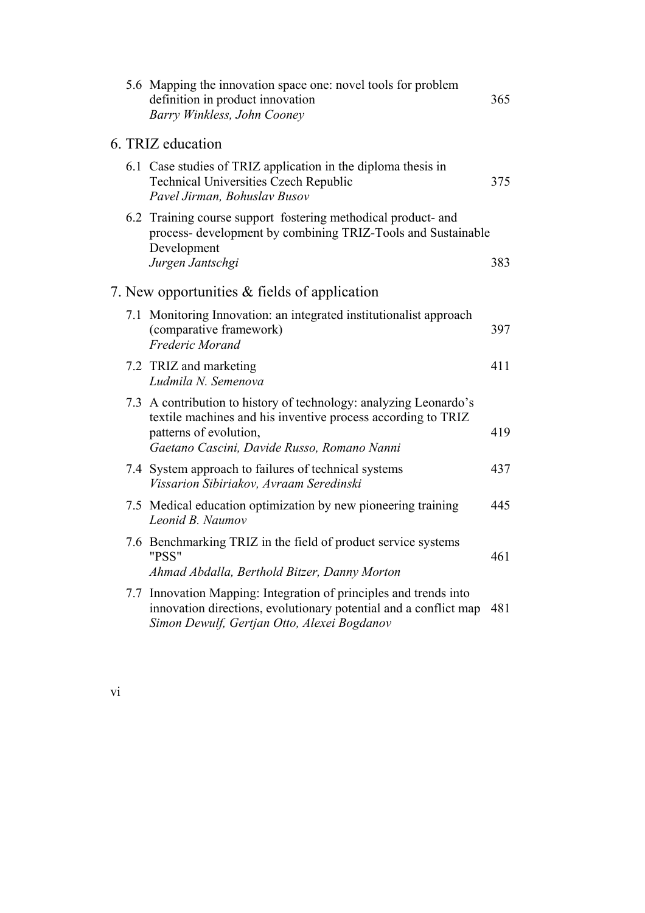5.6 Mapping the innovation space one: novel tools for problem definition in product innovation 365
*Barry Winkless, John Cooney*

## 6. TRIZ education

6.1 Case studies of TRIZ application in the diploma thesis in Technical Universities Czech Republic 375
*Pavel Jirman, Bohuslav Busov*

6.2 Training course support fostering methodical product- and process- development by combining TRIZ-Tools and Sustainable Development
*Jurgen Jantschgi* 383

## 7. New opportunities & fields of application

7.1 Monitoring Innovation: an integrated institutionalist approach (comparative framework) 397
*Frederic Morand*

7.2 TRIZ and marketing 411
*Ludmila N. Semenova*

7.3 A contribution to history of technology: analyzing Leonardo's textile machines and his inventive process according to TRIZ patterns of evolution, 419
*Gaetano Cascini, Davide Russo, Romano Nanni*

7.4 System approach to failures of technical systems 437
*Vissarion Sibiriakov, Avraam Seredinski*

7.5 Medical education optimization by new pioneering training 445
*Leonid B. Naumov*

7.6 Benchmarking TRIZ in the field of product service systems "PSS" 461
*Ahmad Abdalla, Berthold Bitzer, Danny Morton*

7.7 Innovation Mapping: Integration of principles and trends into innovation directions, evolutionary potential and a conflict map 481
*Simon Dewulf, Gertjan Otto, Alexei Bogdanov*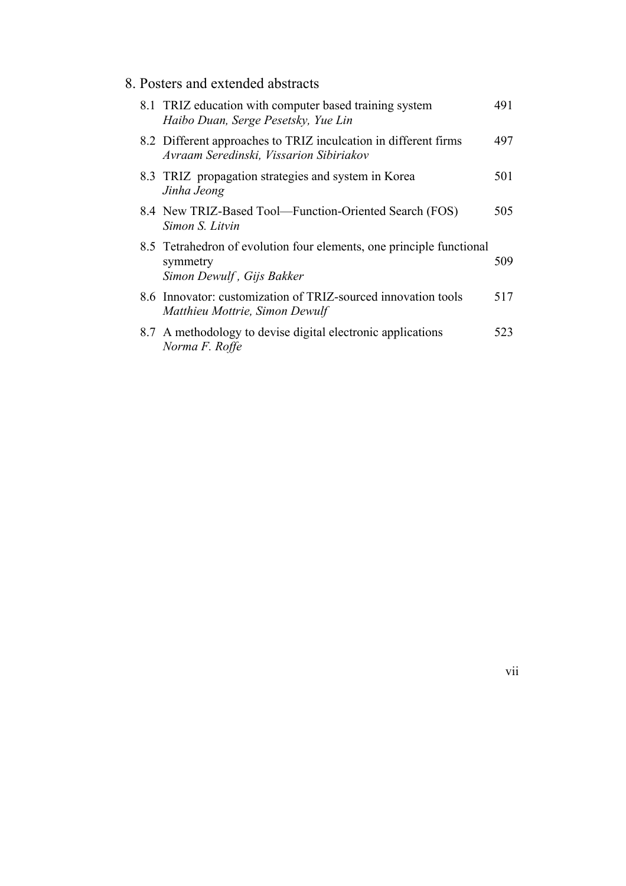## 8. Posters and extended abstracts

8.1 TRIZ education with computer based training system — 491
*Haibo Duan, Serge Pesetsky, Yue Lin*

8.2 Different approaches to TRIZ inculcation in different firms — 497
*Avraam Seredinski, Vissarion Sibiriakov*

8.3 TRIZ propagation strategies and system in Korea — 501
*Jinha Jeong*

8.4 New TRIZ-Based Tool—Function-Oriented Search (FOS) — 505
*Simon S. Litvin*

8.5 Tetrahedron of evolution four elements, one principle functional symmetry — 509
*Simon Dewulf , Gijs Bakker*

8.6 Innovator: customization of TRIZ-sourced innovation tools — 517
*Matthieu Mottrie, Simon Dewulf*

8.7 A methodology to devise digital electronic applications — 523
*Norma F. Roffe*